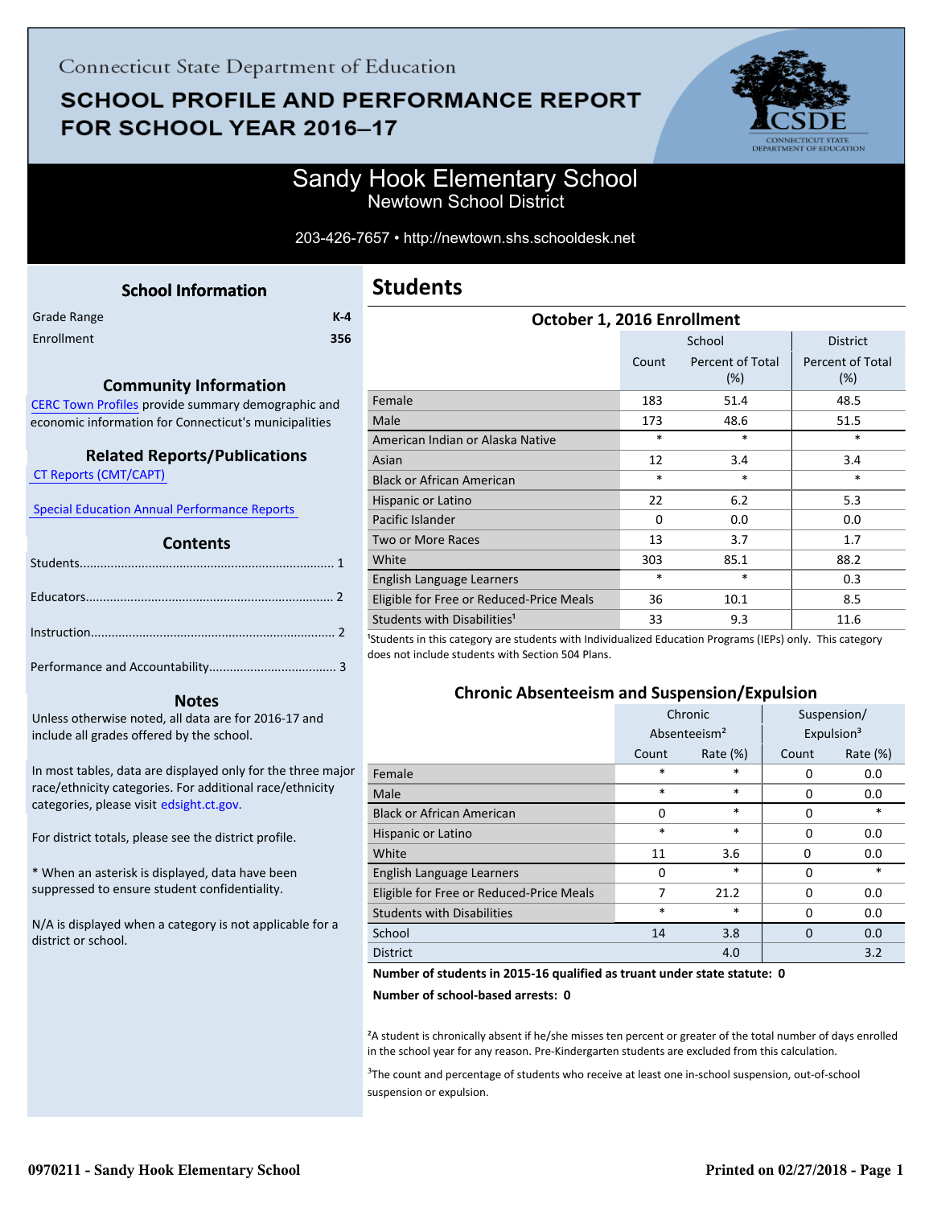Connecticut State Department of Education

# SCHOOL PROFILE AND PERFORMANCE REPORT FOR SCHOOL YEAR 2016–17

## Sandy Hook Elementary School

Newtown School District

203-426-7657 • http://newtown.shs.schooldesk.net

### School Information

| | |
|---|---|
| Grade Range | K-4 |
| Enrollment | 356 |

### Community Information

CERC Town Profiles provide summary demographic and economic information for Connecticut's municipalities

### Related Reports/Publications

CT Reports (CMT/CAPT)

Special Education Annual Performance Reports

### Contents

Students........................................................................ 1

Educators...................................................................... 2

Instruction..................................................................... 2

Performance and Accountability.................................... 3

### Notes

Unless otherwise noted, all data are for 2016-17 and include all grades offered by the school.

In most tables, data are displayed only for the three major race/ethnicity categories. For additional race/ethnicity categories, please visit edsight.ct.gov.

For district totals, please see the district profile.

* When an asterisk is displayed, data have been suppressed to ensure student confidentiality.

N/A is displayed when a category is not applicable for a district or school.

## Students

### October 1, 2016 Enrollment

| | School | | District |
|---|---|---|---|
| | Count | Percent of Total (%) | Percent of Total (%) |
| Female | 183 | 51.4 | 48.5 |
| Male | 173 | 48.6 | 51.5 |
| American Indian or Alaska Native | * | * | * |
| Asian | 12 | 3.4 | 3.4 |
| Black or African American | * | * | * |
| Hispanic or Latino | 22 | 6.2 | 5.3 |
| Pacific Islander | 0 | 0.0 | 0.0 |
| Two or More Races | 13 | 3.7 | 1.7 |
| White | 303 | 85.1 | 88.2 |
| English Language Learners | * | * | 0.3 |
| Eligible for Free or Reduced-Price Meals | 36 | 10.1 | 8.5 |
| Students with Disabilities[1] | 33 | 9.3 | 11.6 |

[1]Students in this category are students with Individualized Education Programs (IEPs) only. This category does not include students with Section 504 Plans.

### Chronic Absenteeism and Suspension/Expulsion

| | Chronic Absenteeism[2] | | Suspension/ Expulsion[3] | |
|---|---|---|---|---|
| | Count | Rate (%) | Count | Rate (%) |
| Female | * | * | 0 | 0.0 |
| Male | * | * | 0 | 0.0 |
| Black or African American | 0 | * | 0 | * |
| Hispanic or Latino | * | * | 0 | 0.0 |
| White | 11 | 3.6 | 0 | 0.0 |
| English Language Learners | 0 | * | 0 | * |
| Eligible for Free or Reduced-Price Meals | 7 | 21.2 | 0 | 0.0 |
| Students with Disabilities | * | * | 0 | 0.0 |
| School | 14 | 3.8 | 0 | 0.0 |
| District | | 4.0 | | 3.2 |

**Number of students in 2015-16 qualified as truant under state statute: 0**

**Number of school-based arrests: 0**

[2]A student is chronically absent if he/she misses ten percent or greater of the total number of days enrolled in the school year for any reason. Pre-Kindergarten students are excluded from this calculation.

[3]The count and percentage of students who receive at least one in-school suspension, out-of-school suspension or expulsion.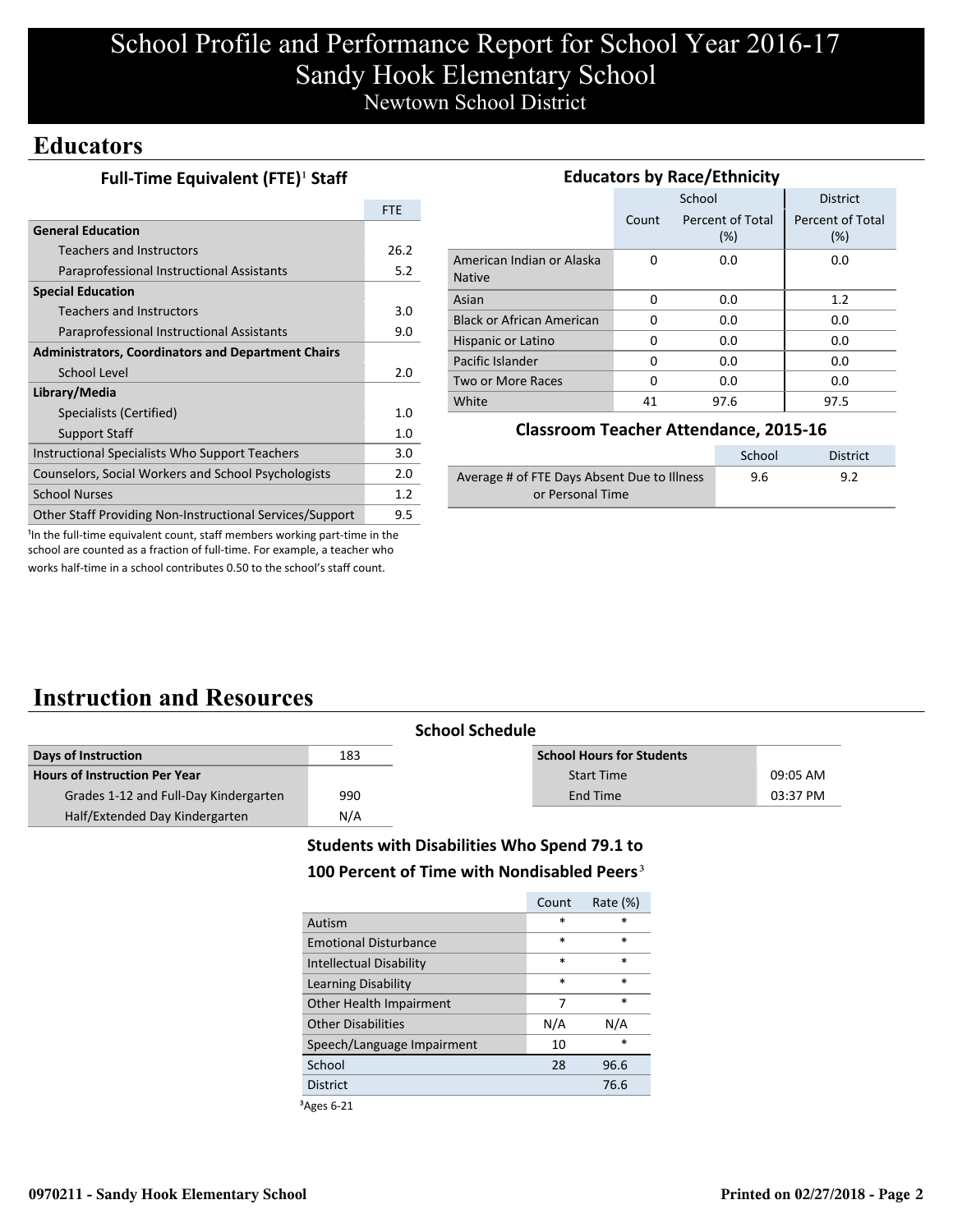# School Profile and Performance Report for School Year 2016-17
# Sandy Hook Elementary School
Newtown School District

## Educators

### Full-Time Equivalent (FTE)[1] Staff

| | FTE |
|---|---|
| **General Education** | |
| Teachers and Instructors | 26.2 |
| Paraprofessional Instructional Assistants | 5.2 |
| **Special Education** | |
| Teachers and Instructors | 3.0 |
| Paraprofessional Instructional Assistants | 9.0 |
| **Administrators, Coordinators and Department Chairs** | |
| School Level | 2.0 |
| **Library/Media** | |
| Specialists (Certified) | 1.0 |
| Support Staff | 1.0 |
| Instructional Specialists Who Support Teachers | 3.0 |
| Counselors, Social Workers and School Psychologists | 2.0 |
| School Nurses | 1.2 |
| Other Staff Providing Non-Instructional Services/Support | 9.5 |

[1]In the full-time equivalent count, staff members working part-time in the school are counted as a fraction of full-time. For example, a teacher who works half-time in a school contributes 0.50 to the school's staff count.

### Educators by Race/Ethnicity

| | School | | District |
|---|---|---|---|
| | Count | Percent of Total (%) | Percent of Total (%) |
| American Indian or Alaska Native | 0 | 0.0 | 0.0 |
| Asian | 0 | 0.0 | 1.2 |
| Black or African American | 0 | 0.0 | 0.0 |
| Hispanic or Latino | 0 | 0.0 | 0.0 |
| Pacific Islander | 0 | 0.0 | 0.0 |
| Two or More Races | 0 | 0.0 | 0.0 |
| White | 41 | 97.6 | 97.5 |

### Classroom Teacher Attendance, 2015-16

| | School | District |
|---|---|---|
| Average # of FTE Days Absent Due to Illness or Personal Time | 9.6 | 9.2 |

## Instruction and Resources

### School Schedule

| Days of Instruction | 183 |
|---|---|
| **Hours of Instruction Per Year** | |
| Grades 1-12 and Full-Day Kindergarten | 990 |
| Half/Extended Day Kindergarten | N/A |

| School Hours for Students | |
|---|---|
| Start Time | 09:05 AM |
| End Time | 03:37 PM |

### Students with Disabilities Who Spend 79.1 to 100 Percent of Time with Nondisabled Peers[3]

| | Count | Rate (%) |
|---|---|---|
| Autism | * | * |
| Emotional Disturbance | * | * |
| Intellectual Disability | * | * |
| Learning Disability | * | * |
| Other Health Impairment | 7 | * |
| Other Disabilities | N/A | N/A |
| Speech/Language Impairment | 10 | * |
| School | 28 | 96.6 |
| District | | 76.6 |

[3]Ages 6-21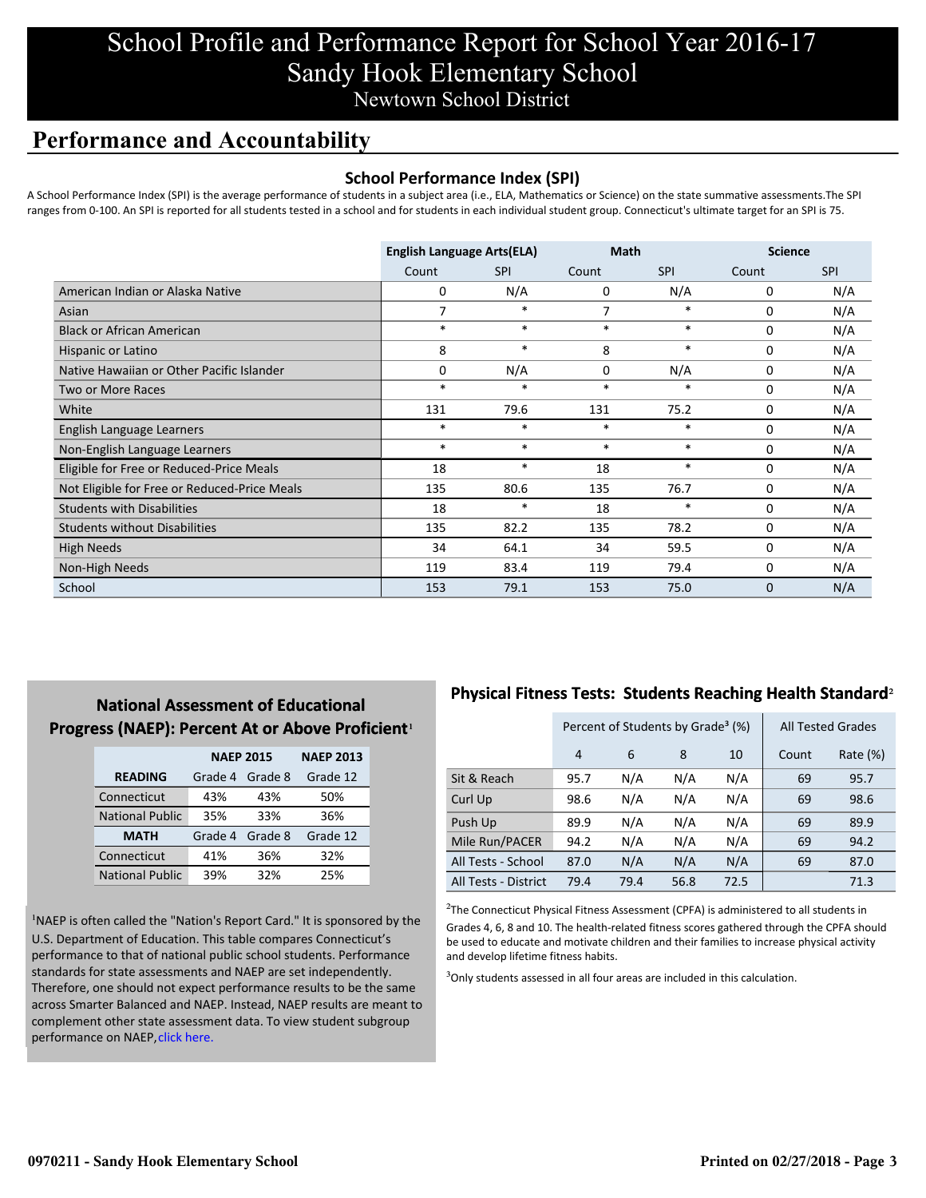# School Profile and Performance Report for School Year 2016-17
# Sandy Hook Elementary School
## Newtown School District

## Performance and Accountability

### School Performance Index (SPI)

A School Performance Index (SPI) is the average performance of students in a subject area (i.e., ELA, Mathematics or Science) on the state summative assessments.The SPI ranges from 0-100. An SPI is reported for all students tested in a school and for students in each individual student group. Connecticut's ultimate target for an SPI is 75.

| | English Language Arts(ELA) | | Math | | Science | |
|---|---|---|---|---|---|---|
| | Count | SPI | Count | SPI | Count | SPI |
| American Indian or Alaska Native | 0 | N/A | 0 | N/A | 0 | N/A |
| Asian | 7 | * | 7 | * | 0 | N/A |
| Black or African American | * | * | * | * | 0 | N/A |
| Hispanic or Latino | 8 | * | 8 | * | 0 | N/A |
| Native Hawaiian or Other Pacific Islander | 0 | N/A | 0 | N/A | 0 | N/A |
| Two or More Races | * | * | * | * | 0 | N/A |
| White | 131 | 79.6 | 131 | 75.2 | 0 | N/A |
| English Language Learners | * | * | * | * | 0 | N/A |
| Non-English Language Learners | * | * | * | * | 0 | N/A |
| Eligible for Free or Reduced-Price Meals | 18 | * | 18 | * | 0 | N/A |
| Not Eligible for Free or Reduced-Price Meals | 135 | 80.6 | 135 | 76.7 | 0 | N/A |
| Students with Disabilities | 18 | * | 18 | * | 0 | N/A |
| Students without Disabilities | 135 | 82.2 | 135 | 78.2 | 0 | N/A |
| High Needs | 34 | 64.1 | 34 | 59.5 | 0 | N/A |
| Non-High Needs | 119 | 83.4 | 119 | 79.4 | 0 | N/A |
| School | 153 | 79.1 | 153 | 75.0 | 0 | N/A |

### National Assessment of Educational Progress (NAEP): Percent At or Above Proficient[1]

| | NAEP 2015 | | NAEP 2013 |
|---|---|---|---|
| **READING** | Grade 4 | Grade 8 | Grade 12 |
| Connecticut | 43% | 43% | 50% |
| National Public | 35% | 33% | 36% |
| **MATH** | Grade 4 | Grade 8 | Grade 12 |
| Connecticut | 41% | 36% | 32% |
| National Public | 39% | 32% | 25% |

[1]NAEP is often called the "Nation's Report Card." It is sponsored by the U.S. Department of Education. This table compares Connecticut's performance to that of national public school students. Performance standards for state assessments and NAEP are set independently. Therefore, one should not expect performance results to be the same across Smarter Balanced and NAEP. Instead, NAEP results are meant to complement other state assessment data. To view student subgroup performance on NAEP, click here.

### Physical Fitness Tests: Students Reaching Health Standard[2]

| | Percent of Students by Grade[3] (%) | | | | All Tested Grades | |
|---|---|---|---|---|---|---|
| | 4 | 6 | 8 | 10 | Count | Rate (%) |
| Sit & Reach | 95.7 | N/A | N/A | N/A | 69 | 95.7 |
| Curl Up | 98.6 | N/A | N/A | N/A | 69 | 98.6 |
| Push Up | 89.9 | N/A | N/A | N/A | 69 | 89.9 |
| Mile Run/PACER | 94.2 | N/A | N/A | N/A | 69 | 94.2 |
| All Tests - School | 87.0 | N/A | N/A | N/A | 69 | 87.0 |
| All Tests - District | 79.4 | 79.4 | 56.8 | 72.5 | | 71.3 |

[2]The Connecticut Physical Fitness Assessment (CPFA) is administered to all students in Grades 4, 6, 8 and 10. The health-related fitness scores gathered through the CPFA should be used to educate and motivate children and their families to increase physical activity and develop lifetime fitness habits.

[3]Only students assessed in all four areas are included in this calculation.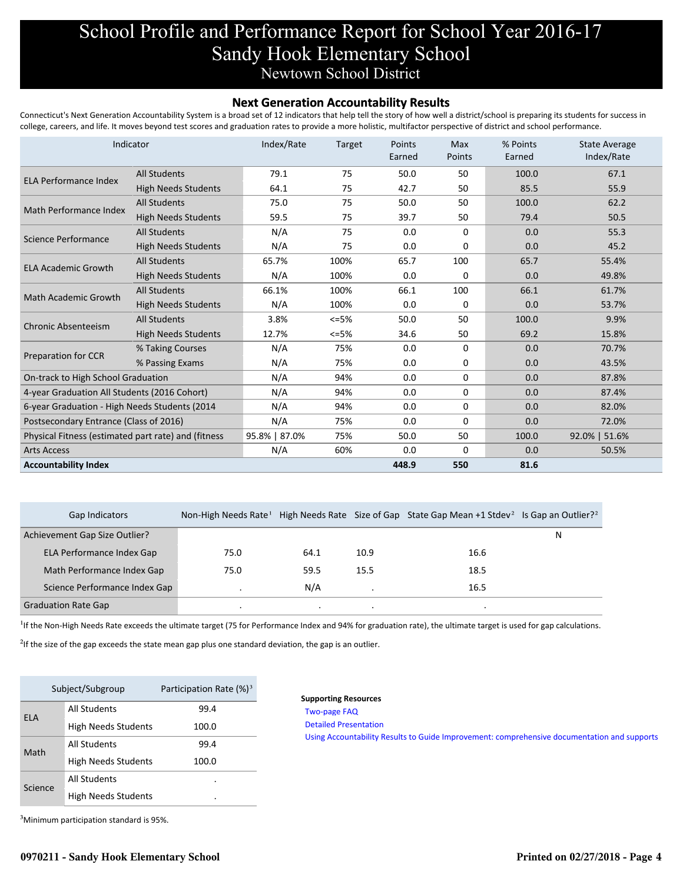# School Profile and Performance Report for School Year 2016-17
# Sandy Hook Elementary School
## Newtown School District

### Next Generation Accountability Results

Connecticut's Next Generation Accountability System is a broad set of 12 indicators that help tell the story of how well a district/school is preparing its students for success in college, careers, and life. It moves beyond test scores and graduation rates to provide a more holistic, multifactor perspective of district and school performance.

| Indicator | | Index/Rate | Target | Points Earned | Max Points | % Points Earned | State Average Index/Rate |
|---|---|---|---|---|---|---|---|
| ELA Performance Index | All Students | 79.1 | 75 | 50.0 | 50 | 100.0 | 67.1 |
| | High Needs Students | 64.1 | 75 | 42.7 | 50 | 85.5 | 55.9 |
| Math Performance Index | All Students | 75.0 | 75 | 50.0 | 50 | 100.0 | 62.2 |
| | High Needs Students | 59.5 | 75 | 39.7 | 50 | 79.4 | 50.5 |
| Science Performance | All Students | N/A | 75 | 0.0 | 0 | 0.0 | 55.3 |
| | High Needs Students | N/A | 75 | 0.0 | 0 | 0.0 | 45.2 |
| ELA Academic Growth | All Students | 65.7% | 100% | 65.7 | 100 | 65.7 | 55.4% |
| | High Needs Students | N/A | 100% | 0.0 | 0 | 0.0 | 49.8% |
| Math Academic Growth | All Students | 66.1% | 100% | 66.1 | 100 | 66.1 | 61.7% |
| | High Needs Students | N/A | 100% | 0.0 | 0 | 0.0 | 53.7% |
| Chronic Absenteeism | All Students | 3.8% | <=5% | 50.0 | 50 | 100.0 | 9.9% |
| | High Needs Students | 12.7% | <=5% | 34.6 | 50 | 69.2 | 15.8% |
| Preparation for CCR | % Taking Courses | N/A | 75% | 0.0 | 0 | 0.0 | 70.7% |
| | % Passing Exams | N/A | 75% | 0.0 | 0 | 0.0 | 43.5% |
| On-track to High School Graduation | | N/A | 94% | 0.0 | 0 | 0.0 | 87.8% |
| 4-year Graduation All Students (2016 Cohort) | | N/A | 94% | 0.0 | 0 | 0.0 | 87.4% |
| 6-year Graduation - High Needs Students (2014 | | N/A | 94% | 0.0 | 0 | 0.0 | 82.0% |
| Postsecondary Entrance (Class of 2016) | | N/A | 75% | 0.0 | 0 | 0.0 | 72.0% |
| Physical Fitness (estimated part rate) and (fitness | | 95.8% \| 87.0% | 75% | 50.0 | 50 | 100.0 | 92.0% \| 51.6% |
| Arts Access | | N/A | 60% | 0.0 | 0 | 0.0 | 50.5% |
| **Accountability Index** | | | | **448.9** | **550** | **81.6** | |

| Gap Indicators | Non-High Needs Rate[1] | High Needs Rate | Size of Gap | State Gap Mean +1 Stdev[2] | Is Gap an Outlier?[2] |
|---|---|---|---|---|---|
| Achievement Gap Size Outlier? | | | | | N |
| ELA Performance Index Gap | 75.0 | 64.1 | 10.9 | 16.6 | |
| Math Performance Index Gap | 75.0 | 59.5 | 15.5 | 18.5 | |
| Science Performance Index Gap | . | N/A | . | 16.5 | |
| Graduation Rate Gap | . | . | . | . | |

[1]If the Non-High Needs Rate exceeds the ultimate target (75 for Performance Index and 94% for graduation rate), the ultimate target is used for gap calculations.

[2]If the size of the gap exceeds the state mean gap plus one standard deviation, the gap is an outlier.

| Subject/Subgroup | | Participation Rate (%)[3] |
|---|---|---|
| ELA | All Students | 99.4 |
| | High Needs Students | 100.0 |
| Math | All Students | 99.4 |
| | High Needs Students | 100.0 |
| Science | All Students | . |
| | High Needs Students | . |

[3]Minimum participation standard is 95%.

**Supporting Resources**

- Two-page FAQ
- Detailed Presentation
- Using Accountability Results to Guide Improvement: comprehensive documentation and supports